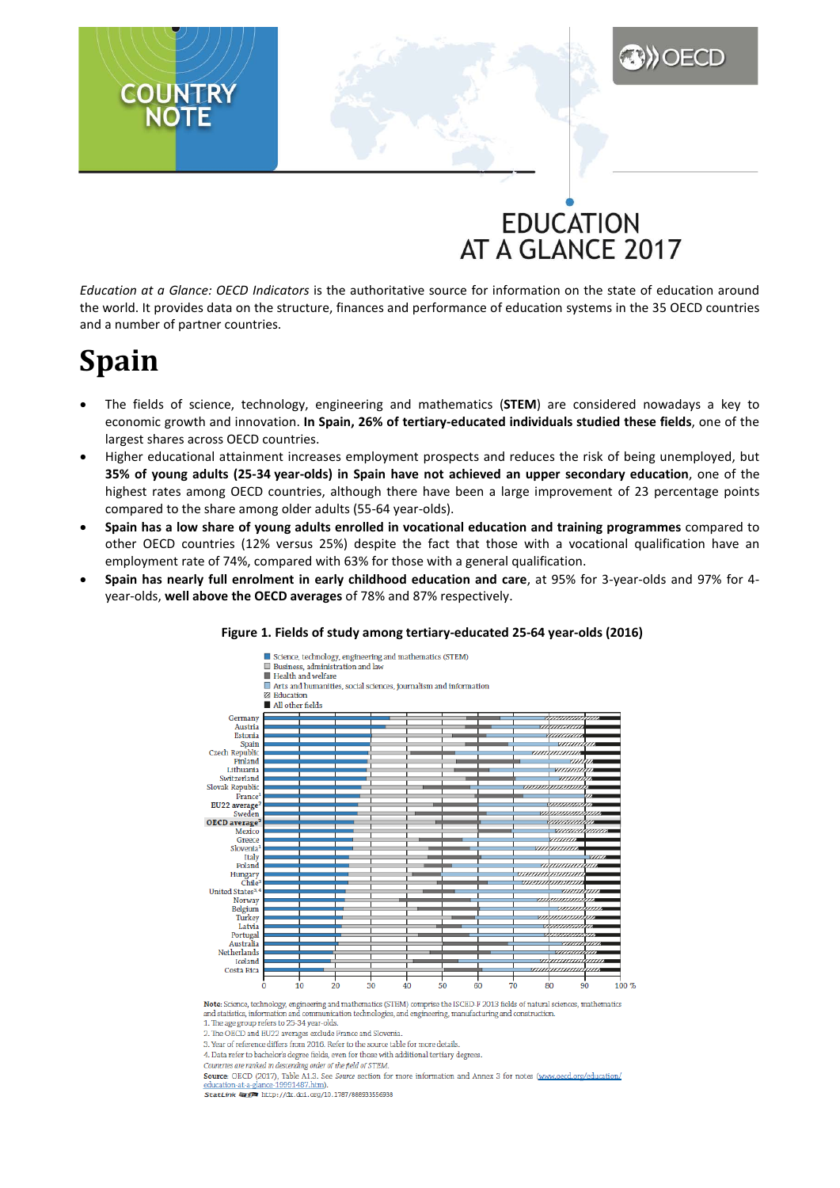COUNTRY NOTE

# EDUCATION AT A GLANCE 2017

*Education at a Glance: OECD Indicators* is the authoritative source for information on the state of education around the world. It provides data on the structure, finances and performance of education systems in the 35 OECD countries and a number of partner countries.

# Spain

- The fields of science, technology, engineering and mathematics (**STEM**) are considered nowadays a key to economic growth and innovation. **In Spain, 26% of tertiary-educated individuals studied these fields**, one of the largest shares across OECD countries.
- Higher educational attainment increases employment prospects and reduces the risk of being unemployed, but **35% of young adults (25-34 year-olds) in Spain have not achieved an upper secondary education**, one of the highest rates among OECD countries, although there have been a large improvement of 23 percentage points compared to the share among older adults (55-64 year-olds).
- **Spain has a low share of young adults enrolled in vocational education and training programmes** compared to other OECD countries (12% versus 25%) despite the fact that those with a vocational qualification have an employment rate of 74%, compared with 63% for those with a general qualification.
- **Spain has nearly full enrolment in early childhood education and care**, at 95% for 3-year-olds and 97% for 4-year-olds, **well above the OECD averages** of 78% and 87% respectively.

**Figure 1. Fields of study among tertiary-educated 25-64 year-olds (2016)**

Legend: Science, technology, engineering and mathematics (STEM); Business, administration and law; Health and welfare; Arts and humanities, social sciences, journalism and information; Education; All other fields

Countries: Germany, Austria, Estonia, Spain, Czech Republic, Finland, Lithuania, Switzerland, Slovak Republic, France[1], EU22 average[2], Sweden, OECD average[2], Mexico, Greece, Slovenia[1], Italy, Poland, Hungary, Chile[3], United States[3,4], Norway, Belgium, Turkey, Latvia, Portugal, Australia, Netherlands, Iceland, Costa Rica

Note: Science, technology, engineering and mathematics (STEM) comprise the ISCED-F 2013 fields of natural sciences, mathematics and statistics, information and communication technologies, and engineering, manufacturing and construction.

1. The age group refers to 25-34 year-olds.
2. The OECD and EU22 averages exclude France and Slovenia.
3. Year of reference differs from 2016. Refer to the source table for more details.
4. Data refer to bachelor's degree fields, even for those with additional tertiary degrees.

*Countries are ranked in descending order of the field of STEM.*

**Source**: OECD (2017), Table A1.3. See *Source* section for more information and Annex 3 for notes (www.oecd.org/education/education-at-a-glance-19991487.htm).

StatLink http://dx.doi.org/10.1787/888933556938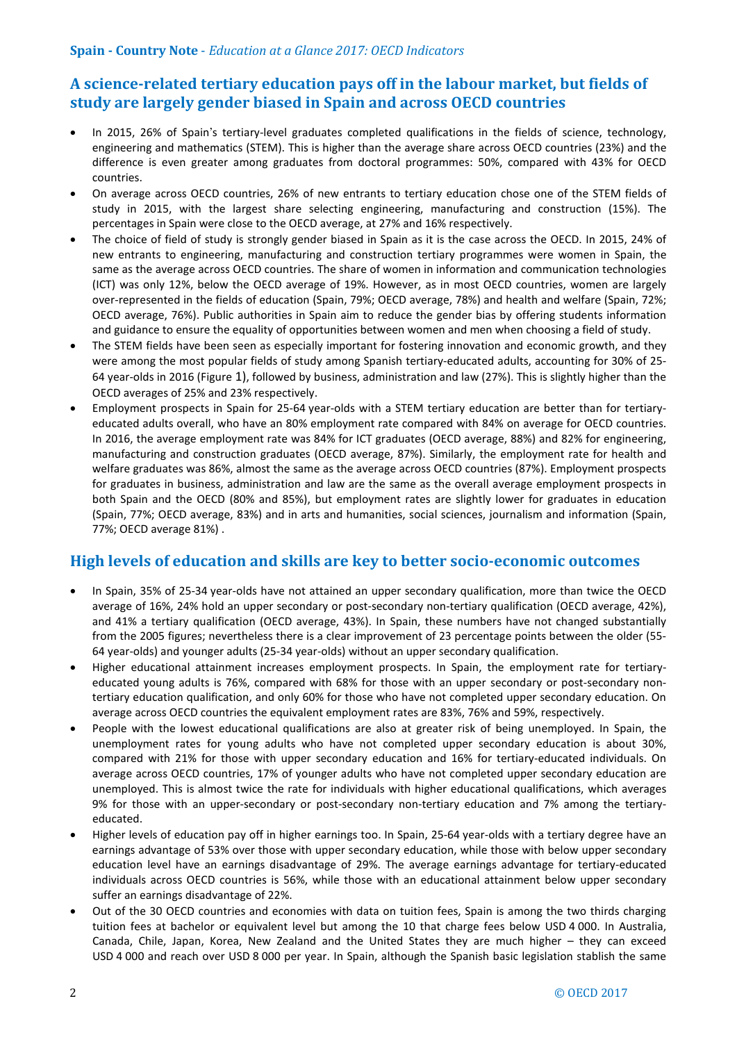## A science-related tertiary education pays off in the labour market, but fields of study are largely gender biased in Spain and across OECD countries

- In 2015, 26% of Spain's tertiary-level graduates completed qualifications in the fields of science, technology, engineering and mathematics (STEM). This is higher than the average share across OECD countries (23%) and the difference is even greater among graduates from doctoral programmes: 50%, compared with 43% for OECD countries.
- On average across OECD countries, 26% of new entrants to tertiary education chose one of the STEM fields of study in 2015, with the largest share selecting engineering, manufacturing and construction (15%). The percentages in Spain were close to the OECD average, at 27% and 16% respectively.
- The choice of field of study is strongly gender biased in Spain as it is the case across the OECD. In 2015, 24% of new entrants to engineering, manufacturing and construction tertiary programmes were women in Spain, the same as the average across OECD countries. The share of women in information and communication technologies (ICT) was only 12%, below the OECD average of 19%. However, as in most OECD countries, women are largely over-represented in the fields of education (Spain, 79%; OECD average, 78%) and health and welfare (Spain, 72%; OECD average, 76%). Public authorities in Spain aim to reduce the gender bias by offering students information and guidance to ensure the equality of opportunities between women and men when choosing a field of study.
- The STEM fields have been seen as especially important for fostering innovation and economic growth, and they were among the most popular fields of study among Spanish tertiary-educated adults, accounting for 30% of 25-64 year-olds in 2016 (Figure 1), followed by business, administration and law (27%). This is slightly higher than the OECD averages of 25% and 23% respectively.
- Employment prospects in Spain for 25-64 year-olds with a STEM tertiary education are better than for tertiary-educated adults overall, who have an 80% employment rate compared with 84% on average for OECD countries. In 2016, the average employment rate was 84% for ICT graduates (OECD average, 88%) and 82% for engineering, manufacturing and construction graduates (OECD average, 87%). Similarly, the employment rate for health and welfare graduates was 86%, almost the same as the average across OECD countries (87%). Employment prospects for graduates in business, administration and law are the same as the overall average employment prospects in both Spain and the OECD (80% and 85%), but employment rates are slightly lower for graduates in education (Spain, 77%; OECD average, 83%) and in arts and humanities, social sciences, journalism and information (Spain, 77%; OECD average 81%) .

## High levels of education and skills are key to better socio-economic outcomes

- In Spain, 35% of 25-34 year-olds have not attained an upper secondary qualification, more than twice the OECD average of 16%, 24% hold an upper secondary or post-secondary non-tertiary qualification (OECD average, 42%), and 41% a tertiary qualification (OECD average, 43%). In Spain, these numbers have not changed substantially from the 2005 figures; nevertheless there is a clear improvement of 23 percentage points between the older (55-64 year-olds) and younger adults (25-34 year-olds) without an upper secondary qualification.
- Higher educational attainment increases employment prospects. In Spain, the employment rate for tertiary-educated young adults is 76%, compared with 68% for those with an upper secondary or post-secondary non-tertiary education qualification, and only 60% for those who have not completed upper secondary education. On average across OECD countries the equivalent employment rates are 83%, 76% and 59%, respectively.
- People with the lowest educational qualifications are also at greater risk of being unemployed. In Spain, the unemployment rates for young adults who have not completed upper secondary education is about 30%, compared with 21% for those with upper secondary education and 16% for tertiary-educated individuals. On average across OECD countries, 17% of younger adults who have not completed upper secondary education are unemployed. This is almost twice the rate for individuals with higher educational qualifications, which averages 9% for those with an upper-secondary or post-secondary non-tertiary education and 7% among the tertiary-educated.
- Higher levels of education pay off in higher earnings too. In Spain, 25-64 year-olds with a tertiary degree have an earnings advantage of 53% over those with upper secondary education, while those with below upper secondary education level have an earnings disadvantage of 29%. The average earnings advantage for tertiary-educated individuals across OECD countries is 56%, while those with an educational attainment below upper secondary suffer an earnings disadvantage of 22%.
- Out of the 30 OECD countries and economies with data on tuition fees, Spain is among the two thirds charging tuition fees at bachelor or equivalent level but among the 10 that charge fees below USD 4 000. In Australia, Canada, Chile, Japan, Korea, New Zealand and the United States they are much higher – they can exceed USD 4 000 and reach over USD 8 000 per year. In Spain, although the Spanish basic legislation stablish the same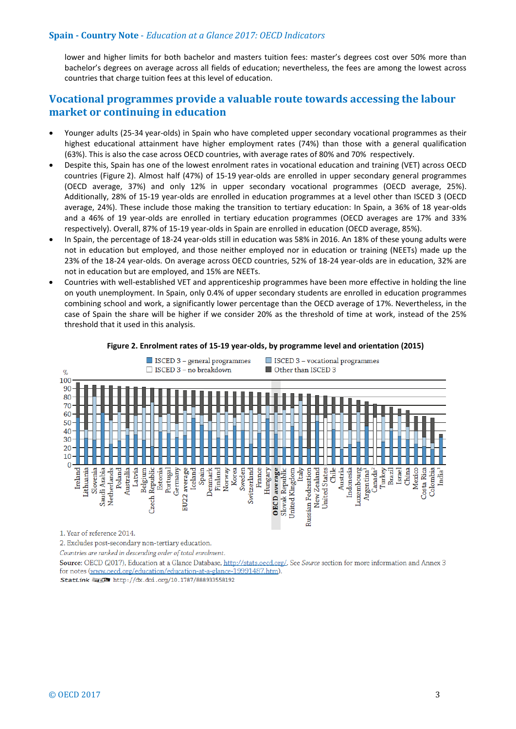lower and higher limits for both bachelor and masters tuition fees: master's degrees cost over 50% more than bachelor's degrees on average across all fields of education; nevertheless, the fees are among the lowest across countries that charge tuition fees at this level of education.

## Vocational programmes provide a valuable route towards accessing the labour market or continuing in education

- Younger adults (25-34 year-olds) in Spain who have completed upper secondary vocational programmes as their highest educational attainment have higher employment rates (74%) than those with a general qualification (63%). This is also the case across OECD countries, with average rates of 80% and 70% respectively.
- Despite this, Spain has one of the lowest enrolment rates in vocational education and training (VET) across OECD countries (Figure 2). Almost half (47%) of 15-19 year-olds are enrolled in upper secondary general programmes (OECD average, 37%) and only 12% in upper secondary vocational programmes (OECD average, 25%). Additionally, 28% of 15-19 year-olds are enrolled in education programmes at a level other than ISCED 3 (OECD average, 24%). These include those making the transition to tertiary education: In Spain, a 36% of 18 year-olds and a 46% of 19 year-olds are enrolled in tertiary education programmes (OECD averages are 17% and 33% respectively). Overall, 87% of 15-19 year-olds in Spain are enrolled in education (OECD average, 85%).
- In Spain, the percentage of 18-24 year-olds still in education was 58% in 2016. An 18% of these young adults were not in education but employed, and those neither employed nor in education or training (NEETs) made up the 23% of the 18-24 year-olds. On average across OECD countries, 52% of 18-24 year-olds are in education, 32% are not in education but are employed, and 15% are NEETs.
- Countries with well-established VET and apprenticeship programmes have been more effective in holding the line on youth unemployment. In Spain, only 0.4% of upper secondary students are enrolled in education programmes combining school and work, a significantly lower percentage than the OECD average of 17%. Nevertheless, in the case of Spain the share will be higher if we consider 20% as the threshold of time at work, instead of the 25% threshold that it used in this analysis.

**Figure 2. Enrolment rates of 15-19 year-olds, by programme level and orientation (2015)**

1. Year of reference 2014.
2. Excludes post-secondary non-tertiary education.

*Countries are ranked in descending order of total enrolment.*

**Source**: OECD (2017), Education at a Glance Database, http://stats.oecd.org/. See *Source* section for more information and Annex 3 for notes (www.oecd.org/education/education-at-a-glance-19991487.htm).

StatLink http://dx.doi.org/10.1787/888933558192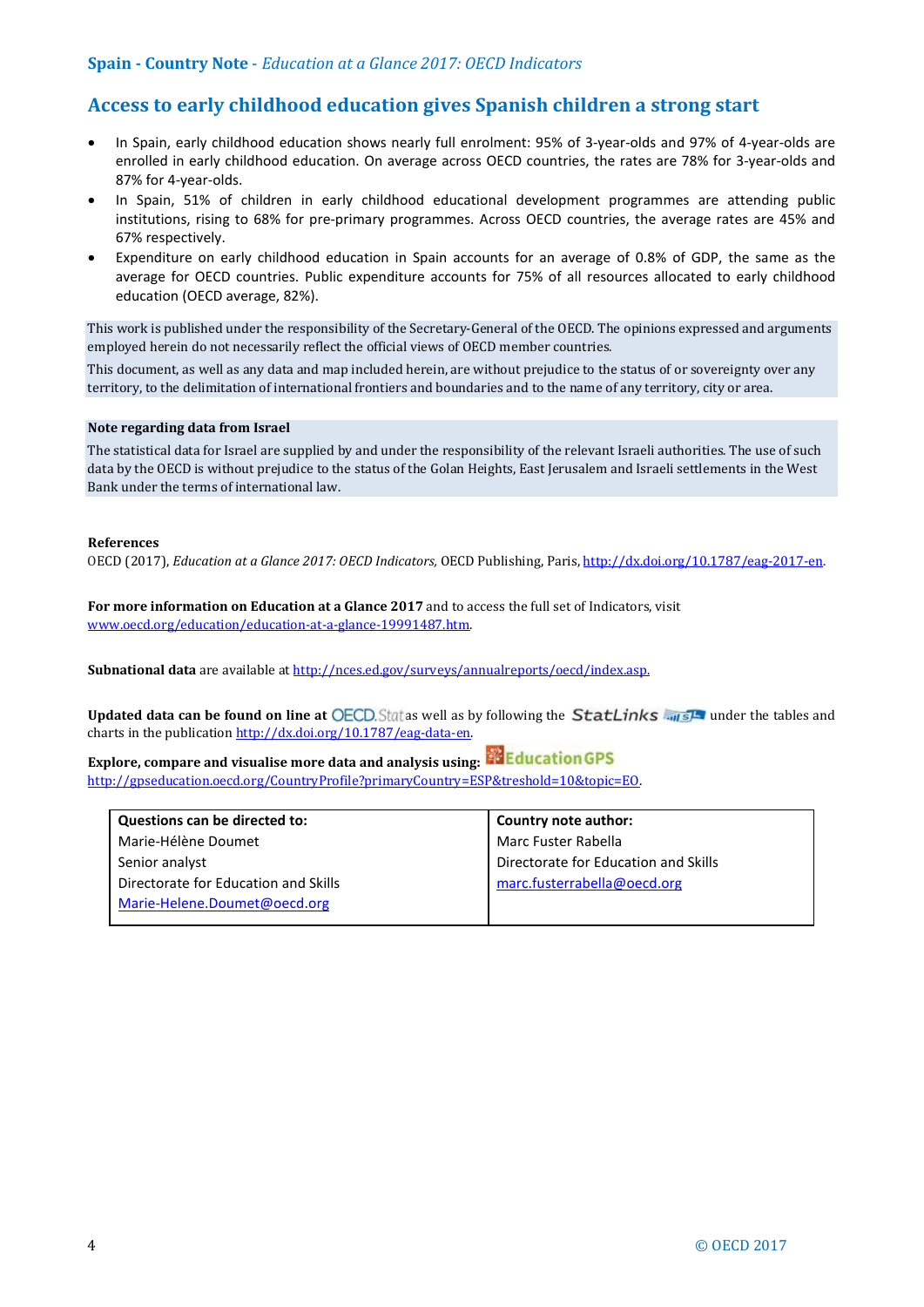## Access to early childhood education gives Spanish children a strong start

- In Spain, early childhood education shows nearly full enrolment: 95% of 3-year-olds and 97% of 4-year-olds are enrolled in early childhood education. On average across OECD countries, the rates are 78% for 3-year-olds and 87% for 4-year-olds.
- In Spain, 51% of children in early childhood educational development programmes are attending public institutions, rising to 68% for pre-primary programmes. Across OECD countries, the average rates are 45% and 67% respectively.
- Expenditure on early childhood education in Spain accounts for an average of 0.8% of GDP, the same as the average for OECD countries. Public expenditure accounts for 75% of all resources allocated to early childhood education (OECD average, 82%).

This work is published under the responsibility of the Secretary-General of the OECD. The opinions expressed and arguments employed herein do not necessarily reflect the official views of OECD member countries.

This document, as well as any data and map included herein, are without prejudice to the status of or sovereignty over any territory, to the delimitation of international frontiers and boundaries and to the name of any territory, city or area.

**Note regarding data from Israel**

The statistical data for Israel are supplied by and under the responsibility of the relevant Israeli authorities. The use of such data by the OECD is without prejudice to the status of the Golan Heights, East Jerusalem and Israeli settlements in the West Bank under the terms of international law.

**References**

OECD (2017), *Education at a Glance 2017: OECD Indicators,* OECD Publishing, Paris, http://dx.doi.org/10.1787/eag-2017-en.

**For more information on Education at a Glance 2017** and to access the full set of Indicators, visit www.oecd.org/education/education-at-a-glance-19991487.htm.

**Subnational data** are available at http://nces.ed.gov/surveys/annualreports/oecd/index.asp.

**Updated data can be found on line at** OECD.Stat as well as by following the StatLinks under the tables and charts in the publication http://dx.doi.org/10.1787/eag-data-en.

**Explore, compare and visualise more data and analysis using:** Education GPS
http://gpseducation.oecd.org/CountryProfile?primaryCountry=ESP&treshold=10&topic=EO.

| **Questions can be directed to:** | **Country note author:** |
|---|---|
| Marie-Hélène Doumet | Marc Fuster Rabella |
| Senior analyst | Directorate for Education and Skills |
| Directorate for Education and Skills | marc.fusterrabella@oecd.org |
| Marie-Helene.Doumet@oecd.org | |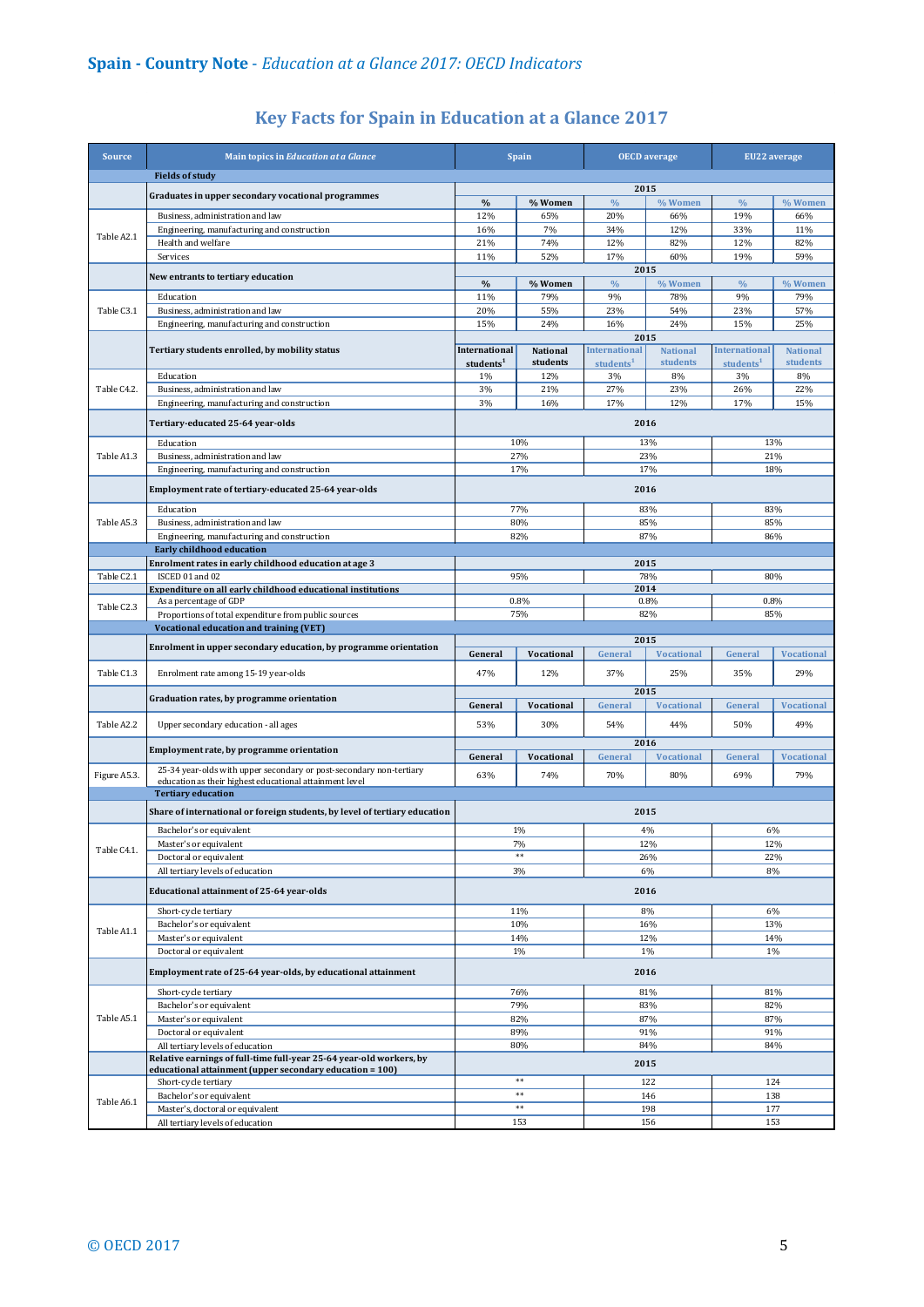## Spain - Country Note - *Education at a Glance 2017: OECD Indicators*

# Key Facts for Spain in Education at a Glance 2017

| Source | Main topics in *Education at a Glance* | Spain | | OECD average | | EU22 average | |
|---|---|---|---|---|---|---|---|
| | **Fields of study** | | | | | | |
| | **Graduates in upper secondary vocational programmes** | **2015** | | | | | |
| | | **%** | **% Women** | **%** | **% Women** | **%** | **% Women** |
| Table A2.1 | Business, administration and law | 12% | 65% | 20% | 66% | 19% | 66% |
| | Engineering, manufacturing and construction | 16% | 7% | 34% | 12% | 33% | 11% |
| | Health and welfare | 21% | 74% | 12% | 82% | 12% | 82% |
| | Services | 11% | 52% | 17% | 60% | 19% | 59% |
| | **New entrants to tertiary education** | **2015** | | | | | |
| | | **%** | **% Women** | **%** | **% Women** | **%** | **% Women** |
| Table C3.1 | Education | 11% | 79% | 9% | 78% | 9% | 79% |
| | Business, administration and law | 20% | 55% | 23% | 54% | 23% | 57% |
| | Engineering, manufacturing and construction | 15% | 24% | 16% | 24% | 15% | 25% |
| | **Tertiary students enrolled, by mobility status** | **2015** | | | | | |
| | | **International students[1]** | **National students** | **International students[1]** | **National students** | **International students[1]** | **National students** |
| Table C4.2. | Education | 1% | 12% | 3% | 8% | 3% | 8% |
| | Business, administration and law | 3% | 21% | 27% | 23% | 26% | 22% |
| | Engineering, manufacturing and construction | 3% | 16% | 17% | 12% | 17% | 15% |
| | **Tertiary-educated 25-64 year-olds** | **2016** | | | | | |
| Table A1.3 | Education | 10% | | 13% | | 13% | |
| | Business, administration and law | 27% | | 23% | | 21% | |
| | Engineering, manufacturing and construction | 17% | | 17% | | 18% | |
| | **Employment rate of tertiary-educated 25-64 year-olds** | **2016** | | | | | |
| Table A5.3 | Education | 77% | | 83% | | 83% | |
| | Business, administration and law | 80% | | 85% | | 85% | |
| | Engineering, manufacturing and construction | 82% | | 87% | | 86% | |
| | **Early childhood education** | | | | | | |
| | **Enrolment rates in early childhood education at age 3** | **2015** | | | | | |
| Table C2.1 | ISCED 01 and 02 | 95% | | 78% | | 80% | |
| | **Expenditure on all early childhood educational institutions** | **2014** | | | | | |
| Table C2.3 | As a percentage of GDP | 0.8% | | 0.8% | | 0.8% | |
| | Proportions of total expenditure from public sources | 75% | | 82% | | 85% | |
| | **Vocational education and training (VET)** | | | | | | |
| | **Enrolment in upper secondary education, by programme orientation** | **2015** | | | | | |
| | | **General** | **Vocational** | **General** | **Vocational** | **General** | **Vocational** |
| Table C1.3 | Enrolment rate among 15-19 year-olds | 47% | 12% | 37% | 25% | 35% | 29% |
| | **Graduation rates, by programme orientation** | **2015** | | | | | |
| | | **General** | **Vocational** | **General** | **Vocational** | **General** | **Vocational** |
| Table A2.2 | Upper secondary education - all ages | 53% | 30% | 54% | 44% | 50% | 49% |
| | **Employment rate, by programme orientation** | **2016** | | | | | |
| | | **General** | **Vocational** | **General** | **Vocational** | **General** | **Vocational** |
| Figure A5.3. | 25-34 year-olds with upper secondary or post-secondary non-tertiary education as their highest educational attainment level | 63% | 74% | 70% | 80% | 69% | 79% |
| | **Tertiary education** | | | | | | |
| | **Share of international or foreign students, by level of tertiary education** | **2015** | | | | | |
| Table C4.1. | Bachelor's or equivalent | 1% | | 4% | | 6% | |
| | Master's or equivalent | 7% | | 12% | | 12% | |
| | Doctoral or equivalent | ** | | 26% | | 22% | |
| | All tertiary levels of education | 3% | | 6% | | 8% | |
| | **Educational attainment of 25-64 year-olds** | **2016** | | | | | |
| Table A1.1 | Short-cycle tertiary | 11% | | 8% | | 6% | |
| | Bachelor's or equivalent | 10% | | 16% | | 13% | |
| | Master's or equivalent | 14% | | 12% | | 14% | |
| | Doctoral or equivalent | 1% | | 1% | | 1% | |
| | **Employment rate of 25-64 year-olds, by educational attainment** | **2016** | | | | | |
| Table A5.1 | Short-cycle tertiary | 76% | | 81% | | 81% | |
| | Bachelor's or equivalent | 79% | | 83% | | 82% | |
| | Master's or equivalent | 82% | | 87% | | 87% | |
| | Doctoral or equivalent | 89% | | 91% | | 91% | |
| | All tertiary levels of education | 80% | | 84% | | 84% | |
| | **Relative earnings of full-time full-year 25-64 year-old workers, by educational attainment (upper secondary education = 100)** | **2015** | | | | | |
| Table A6.1 | Short-cycle tertiary | ** | | 122 | | 124 | |
| | Bachelor's or equivalent | ** | | 146 | | 138 | |
| | Master's, doctoral or equivalent | ** | | 198 | | 177 | |
| | All tertiary levels of education | 153 | | 156 | | 153 | |

© OECD 2017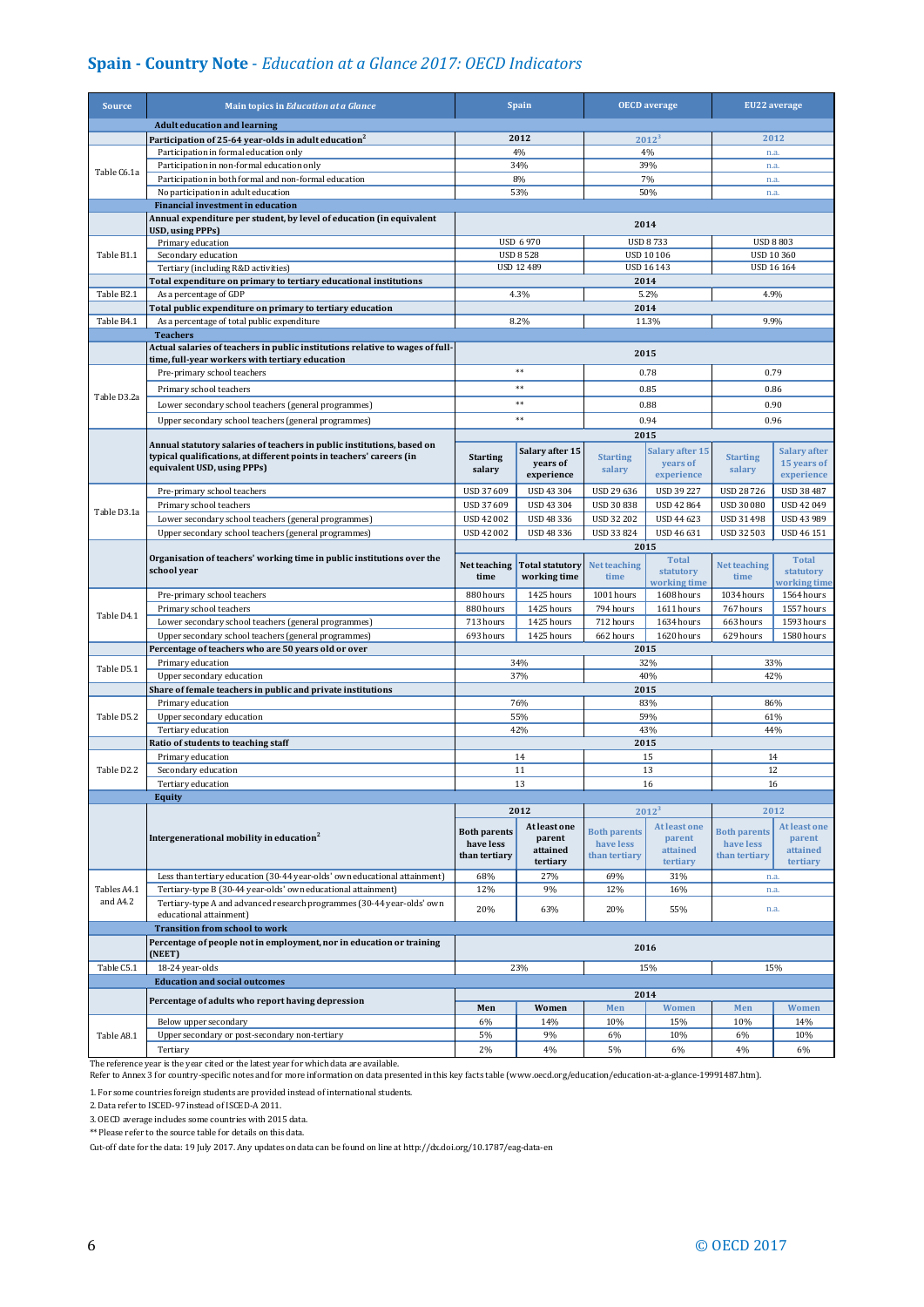## **Spain - Country Note** - *Education at a Glance 2017: OECD Indicators*

| Source | Main topics in *Education at a Glance* | Spain | | OECD average | | EU22 average | |
|---|---|---|---|---|---|---|---|
| | **Adult education and learning** | | | | | | |
| | **Participation of 25-64 year-olds in adult education**[2] | 2012 | | 2012[3] | | 2012 | |
| Table C6.1a | Participation in formal education only | 4% | | 4% | | n.a. | |
| | Participation in non-formal education only | 34% | | 39% | | n.a. | |
| | Participation in both formal and non-formal education | 8% | | 7% | | n.a. | |
| | No participation in adult education | 53% | | 50% | | n.a. | |
| | **Financial investment in education** | | | | | | |
| | **Annual expenditure per student, by level of education (in equivalent USD, using PPPs)** | 2014 | | | | | |
| Table B1.1 | Primary education | USD 6 970 | | USD 8 733 | | USD 8 803 | |
| | Secondary education | USD 8 528 | | USD 10 106 | | USD 10 360 | |
| | Tertiary (including R&D activities) | USD 12 489 | | USD 16 143 | | USD 16 164 | |
| | **Total expenditure on primary to tertiary educational institutions** | 2014 | | | | | |
| Table B2.1 | As a percentage of GDP | 4.3% | | 5.2% | | 4.9% | |
| | **Total public expenditure on primary to tertiary education** | 2014 | | | | | |
| Table B4.1 | As a percentage of total public expenditure | 8.2% | | 11.3% | | 9.9% | |
| | **Teachers** | | | | | | |
| | **Actual salaries of teachers in public institutions relative to wages of full-time, full-year workers with tertiary education** | 2015 | | | | | |
| Table D3.2a | Pre-primary school teachers | ** | | 0.78 | | 0.79 | |
| | Primary school teachers | ** | | 0.85 | | 0.86 | |
| | Lower secondary school teachers (general programmes) | ** | | 0.88 | | 0.90 | |
| | Upper secondary school teachers (general programmes) | ** | | 0.94 | | 0.96 | |
| | **Annual statutory salaries of teachers in public institutions, based on typical qualifications, at different points in teachers' careers (in equivalent USD, using PPPs)** | 2015 | | | | | |
| | | Starting salary | Salary after 15 years of experience | Starting salary | Salary after 15 years of experience | Starting salary | Salary after 15 years of experience |
| Table D3.1a | Pre-primary school teachers | USD 37 609 | USD 43 304 | USD 29 636 | USD 39 227 | USD 28 726 | USD 38 487 |
| | Primary school teachers | USD 37 609 | USD 43 304 | USD 30 838 | USD 42 864 | USD 30 080 | USD 42 049 |
| | Lower secondary school teachers (general programmes) | USD 42 002 | USD 48 336 | USD 32 202 | USD 44 623 | USD 31 498 | USD 43 989 |
| | Upper secondary school teachers (general programmes) | USD 42 002 | USD 48 336 | USD 33 824 | USD 46 631 | USD 32 503 | USD 46 151 |
| | **Organisation of teachers' working time in public institutions over the school year** | 2015 | | | | | |
| | | Net teaching time | Total statutory working time | Net teaching time | Total statutory working time | Net teaching time | Total statutory working time |
| Table D4.1 | Pre-primary school teachers | 880 hours | 1425 hours | 1001 hours | 1608 hours | 1034 hours | 1564 hours |
| | Primary school teachers | 880 hours | 1425 hours | 794 hours | 1611 hours | 767 hours | 1557 hours |
| | Lower secondary school teachers (general programmes) | 713 hours | 1425 hours | 712 hours | 1634 hours | 663 hours | 1593 hours |
| | Upper secondary school teachers (general programmes) | 693 hours | 1425 hours | 662 hours | 1620 hours | 629 hours | 1580 hours |
| | **Percentage of teachers who are 50 years old or over** | 2015 | | | | | |
| Table D5.1 | Primary education | 34% | | 32% | | 33% | |
| | Upper secondary education | 37% | | 40% | | 42% | |
| | **Share of female teachers in public and private institutions** | 2015 | | | | | |
| Table D5.2 | Primary education | 76% | | 83% | | 86% | |
| | Upper secondary education | 55% | | 59% | | 61% | |
| | Tertiary education | 42% | | 43% | | 44% | |
| | **Ratio of students to teaching staff** | 2015 | | | | | |
| Table D2.2 | Primary education | 14 | | 15 | | 14 | |
| | Secondary education | 11 | | 13 | | 12 | |
| | Tertiary education | 13 | | 16 | | 16 | |
| | **Equity** | | | | | | |
| | **Intergenerational mobility in education**[2] | 2012 | | 2012[3] | | 2012 | |
| | | Both parents have less than tertiary | At least one parent attained tertiary | Both parents have less than tertiary | At least one parent attained tertiary | Both parents have less than tertiary | At least one parent attained tertiary |
| Tables A4.1 and A4.2 | Less than tertiary education (30-44 year-olds' own educational attainment) | 68% | 27% | 69% | 31% | n.a. | |
| | Tertiary-type B (30-44 year-olds' own educational attainment) | 12% | 9% | 12% | 16% | n.a. | |
| | Tertiary-type A and advanced research programmes (30-44 year-olds' own educational attainment) | 20% | 63% | 20% | 55% | n.a. | |
| | **Transition from school to work** | | | | | | |
| | **Percentage of people not in employment, nor in education or training (NEET)** | 2016 | | | | | |
| Table C5.1 | 18-24 year-olds | 23% | | 15% | | 15% | |
| | **Education and social outcomes** | | | | | | |
| | **Percentage of adults who report having depression** | 2014 | | | | | |
| | | Men | Women | Men | Women | Men | Women |
| Table A8.1 | Below upper secondary | 6% | 14% | 10% | 15% | 10% | 14% |
| | Upper secondary or post-secondary non-tertiary | 5% | 9% | 6% | 10% | 6% | 10% |
| | Tertiary | 2% | 4% | 5% | 6% | 4% | 6% |

The reference year is the year cited or the latest year for which data are available.
Refer to Annex 3 for country-specific notes and for more information on data presented in this key facts table (www.oecd.org/education/education-at-a-glance-19991487.htm).

1. For some countries foreign students are provided instead of international students.
2. Data refer to ISCED-97 instead of ISCED-A 2011.
3. OECD average includes some countries with 2015 data.
** Please refer to the source table for details on this data.

Cut-off date for the data: 19 July 2017. Any updates on data can be found on line at http://dx.doi.org/10.1787/eag-data-en

© OECD 2017